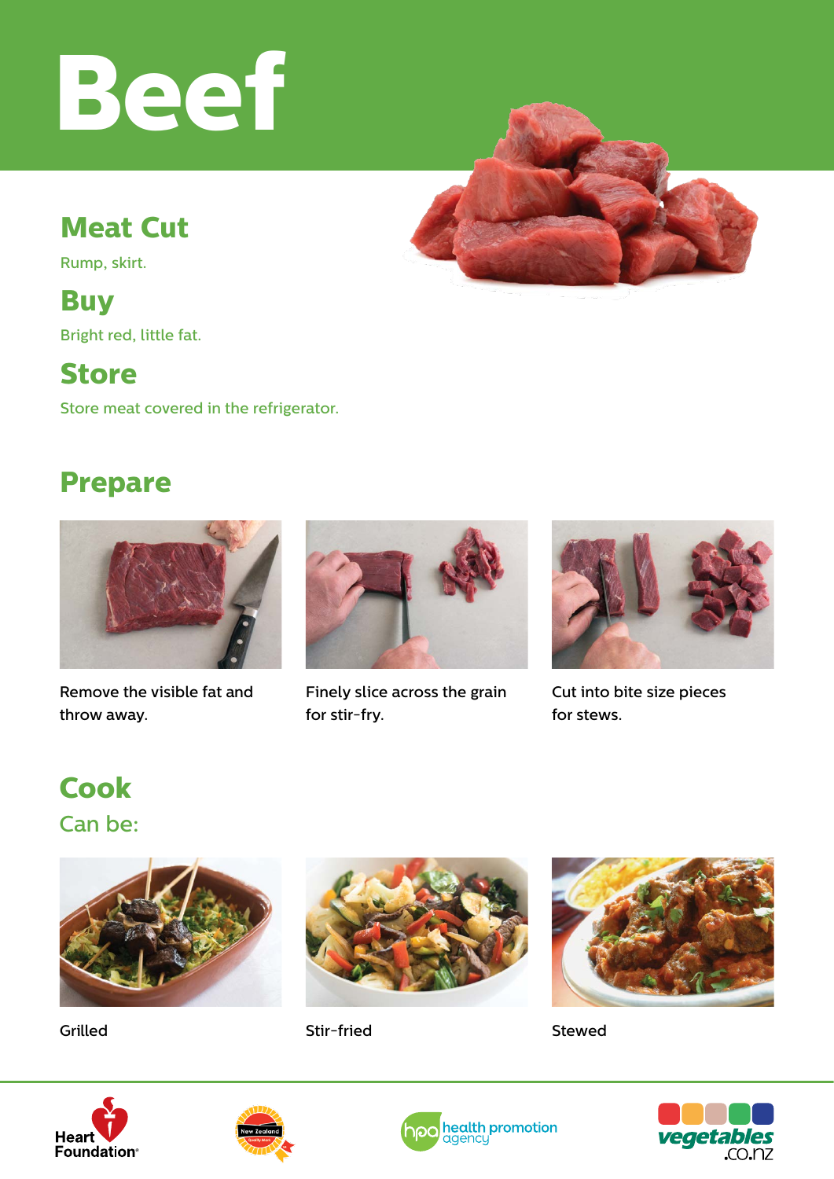# Beef

## Meat Cut

Rump, skirt.

## Buy

Bright red, little fat.

## Store

Store meat covered in the refrigerator.

## Prepare

Remove the visible fat and throw away.

Finely slice across the grain for stir-fry.

Cut into bite size pieces for stews.

## Cook

### Can be:

Grilled

Stir-fried

Stewed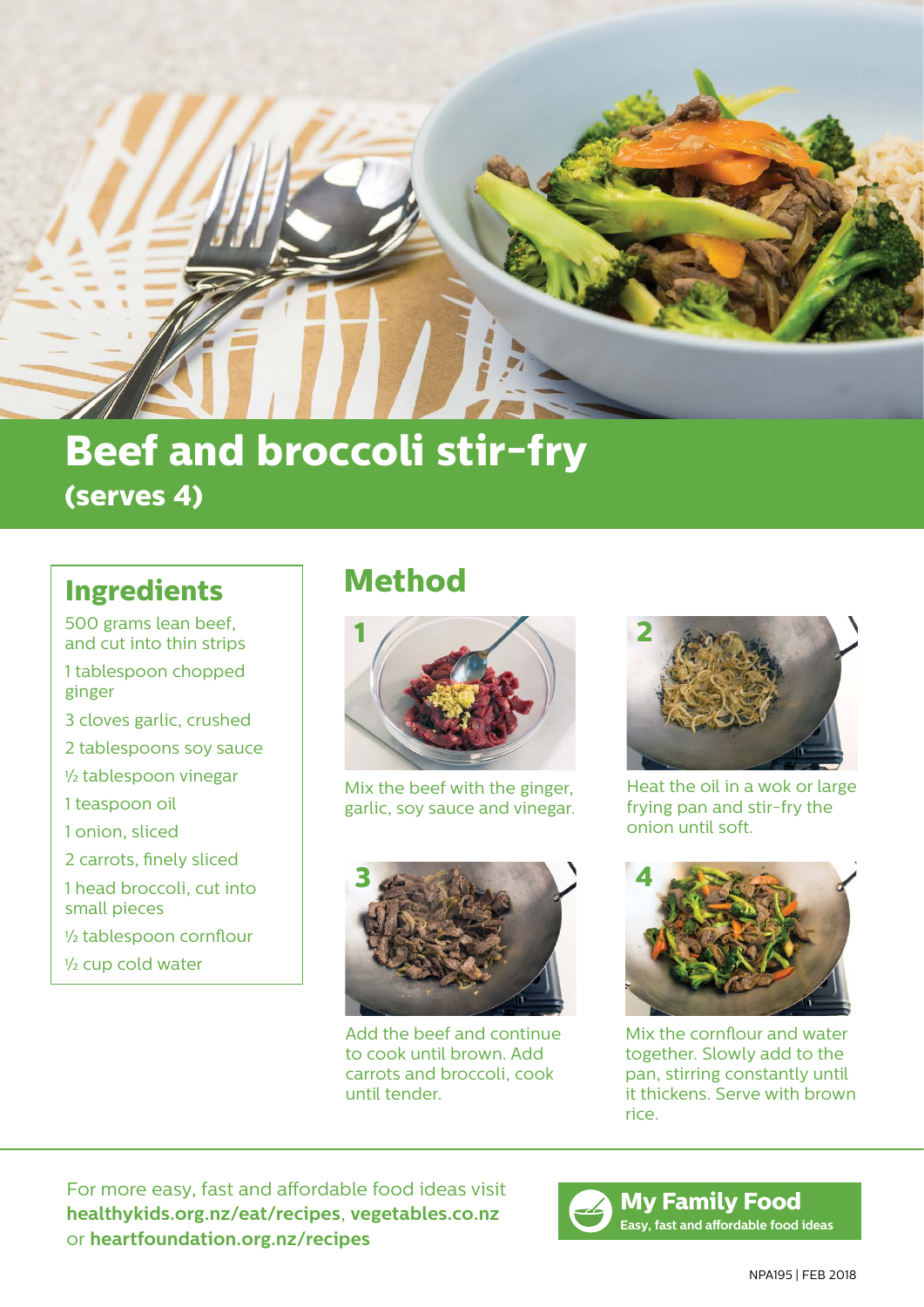# Beef and broccoli stir-fry

**(serves 4)**

## Ingredients

- 500 grams lean beef, and cut into thin strips
- 1 tablespoon chopped ginger
- 3 cloves garlic, crushed
- 2 tablespoons soy sauce
- ½ tablespoon vinegar
- 1 teaspoon oil
- 1 onion, sliced
- 2 carrots, finely sliced
- 1 head broccoli, cut into small pieces
- ½ tablespoon cornflour
- ½ cup cold water

## Method

1. Mix the beef with the ginger, garlic, soy sauce and vinegar.
2. Heat the oil in a wok or large frying pan and stir-fry the onion until soft.
3. Add the beef and continue to cook until brown. Add carrots and broccoli, cook until tender.
4. Mix the cornflour and water together. Slowly add to the pan, stirring constantly until it thickens. Serve with brown rice.

For more easy, fast and affordable food ideas visit **healthykids.org.nz/eat/recipes**, **vegetables.co.nz** or **heartfoundation.org.nz/recipes**

**My Family Food**
Easy, fast and affordable food ideas

NPA195 | FEB 2018